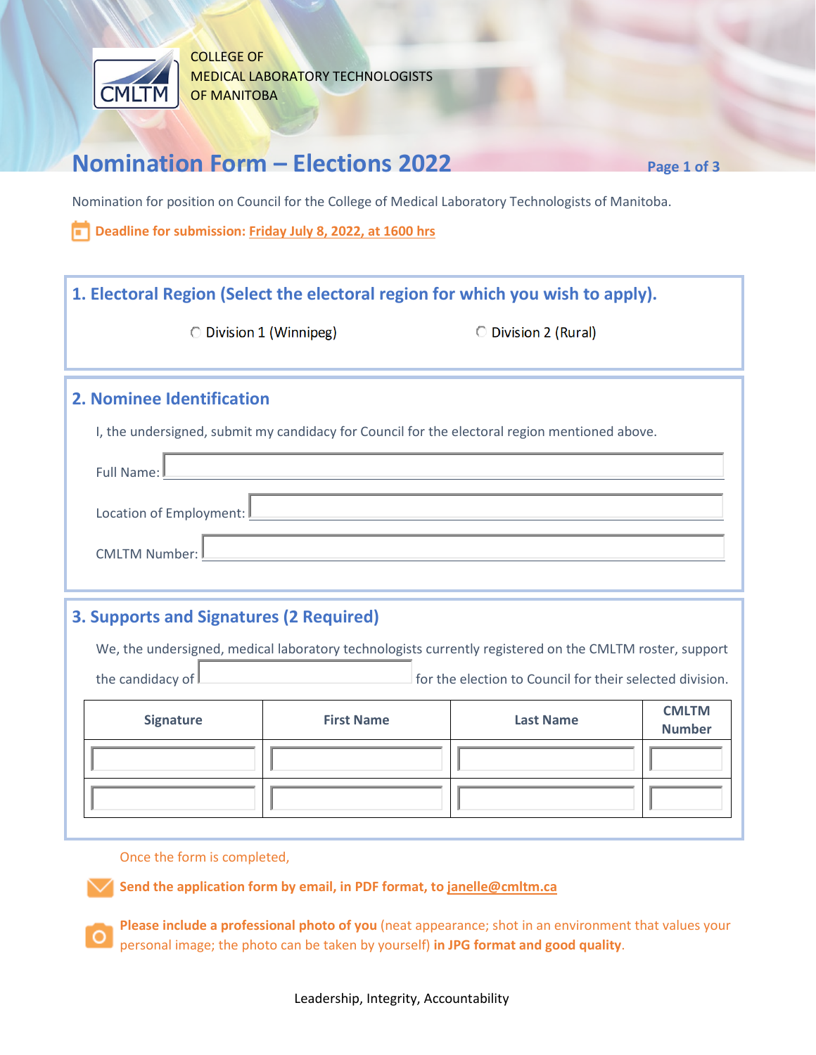COLLEGE OF
MEDICAL LABORATORY TECHNOLOGISTS
OF MANITOBA

# Nomination Form – Elections 2022

Nomination for position on Council for the College of Medical Laboratory Technologists of Manitoba.

**Deadline for submission: Friday July 8, 2022, at 1600 hrs**

## 1. Electoral Region (Select the electoral region for which you wish to apply).

○ Division 1 (Winnipeg)  ○ Division 2 (Rural)

## 2. Nominee Identification

I, the undersigned, submit my candidacy for Council for the electoral region mentioned above.

Full Name: ____________________

Location of Employment: ____________________

CMLTM Number: ____________________

## 3. Supports and Signatures (2 Required)

We, the undersigned, medical laboratory technologists currently registered on the CMLTM roster, support the candidacy of ____________________ for the election to Council for their selected division.

| Signature | First Name | Last Name | CMLTM Number |
|---|---|---|---|
| | | | |
| | | | |

Once the form is completed,

**Send the application form by email, in PDF format, to janelle@cmltm.ca**

**Please include a professional photo of you** (neat appearance; shot in an environment that values your personal image; the photo can be taken by yourself) **in JPG format and good quality**.

Leadership, Integrity, Accountability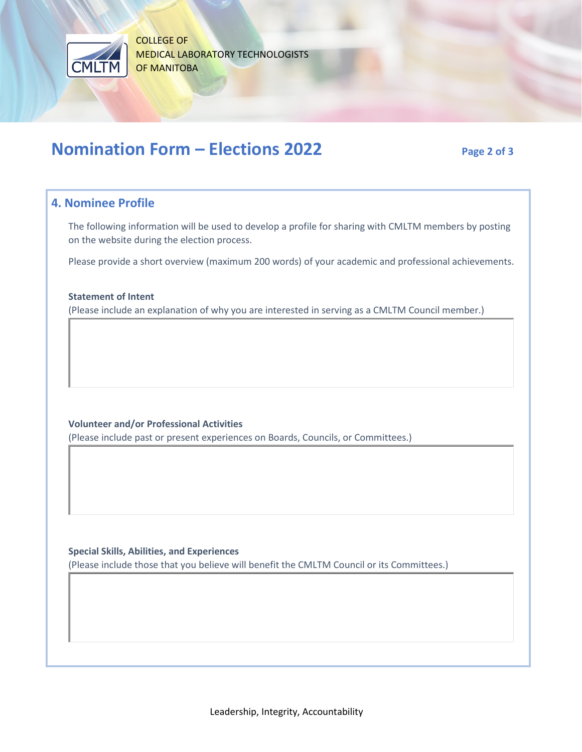COLLEGE OF
MEDICAL LABORATORY TECHNOLOGISTS
OF MANITOBA

# Nomination Form – Elections 2022

## 4. Nominee Profile

The following information will be used to develop a profile for sharing with CMLTM members by posting on the website during the election process.

Please provide a short overview (maximum 200 words) of your academic and professional achievements.

**Statement of Intent**
(Please include an explanation of why you are interested in serving as a CMLTM Council member.)

**Volunteer and/or Professional Activities**
(Please include past or present experiences on Boards, Councils, or Committees.)

**Special Skills, Abilities, and Experiences**
(Please include those that you believe will benefit the CMLTM Council or its Committees.)

Leadership, Integrity, Accountability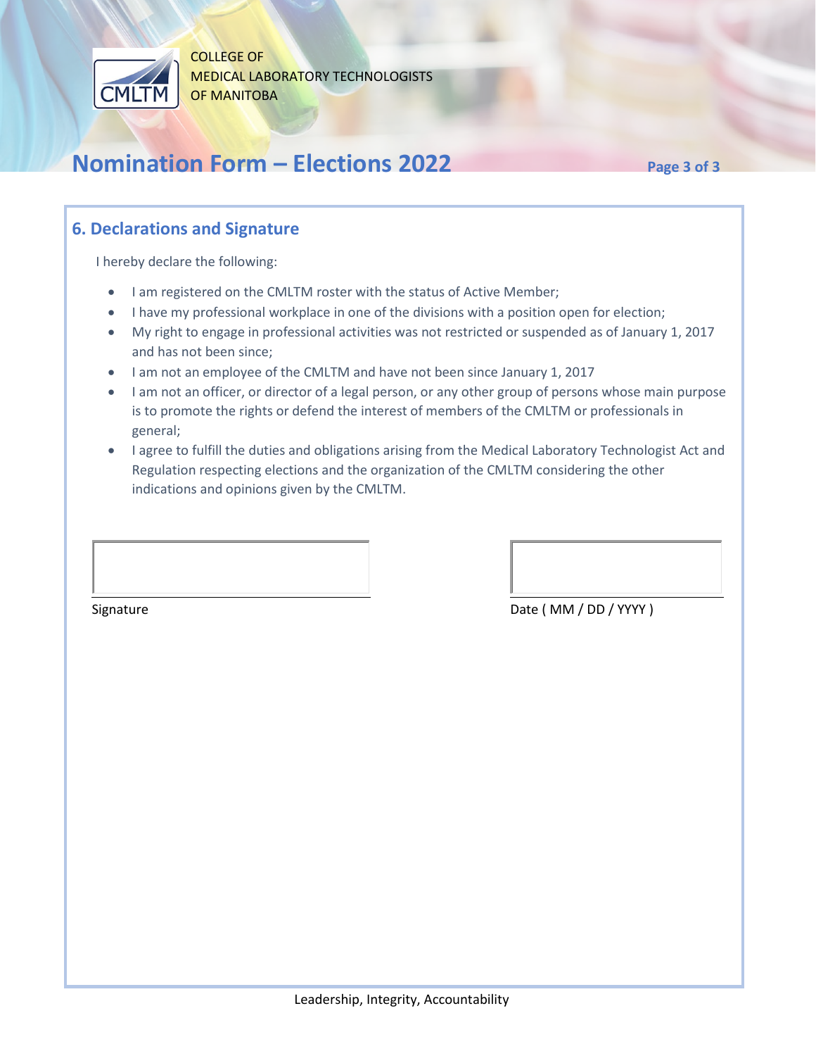COLLEGE OF
MEDICAL LABORATORY TECHNOLOGISTS
OF MANITOBA

# Nomination Form – Elections 2022

## 6. Declarations and Signature

I hereby declare the following:

- I am registered on the CMLTM roster with the status of Active Member;
- I have my professional workplace in one of the divisions with a position open for election;
- My right to engage in professional activities was not restricted or suspended as of January 1, 2017 and has not been since;
- I am not an employee of the CMLTM and have not been since January 1, 2017
- I am not an officer, or director of a legal person, or any other group of persons whose main purpose is to promote the rights or defend the interest of members of the CMLTM or professionals in general;
- I agree to fulfill the duties and obligations arising from the Medical Laboratory Technologist Act and Regulation respecting elections and the organization of the CMLTM considering the other indications and opinions given by the CMLTM.

Signature

Date ( MM / DD / YYYY )

Leadership, Integrity, Accountability